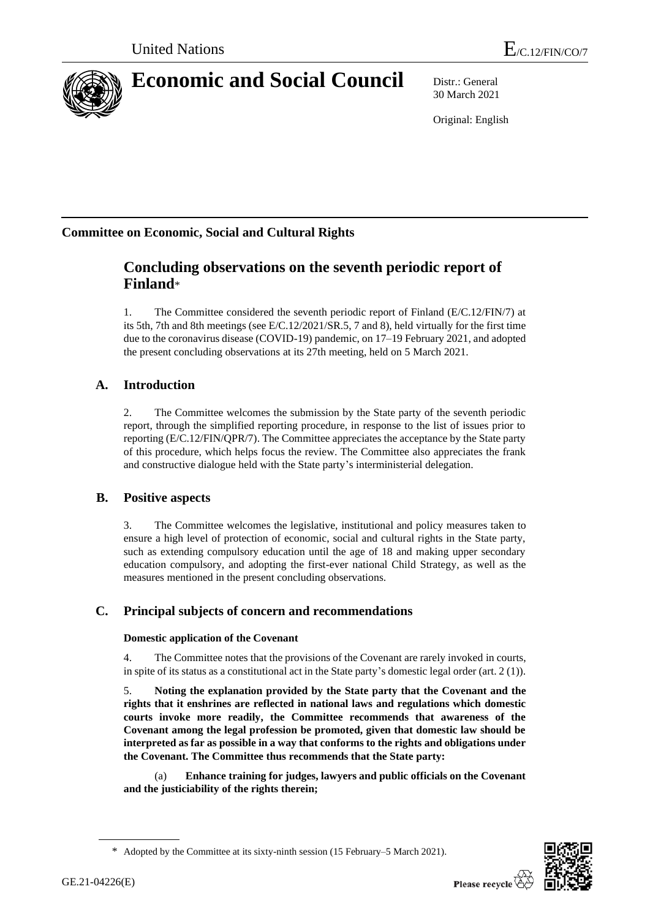United Nations

E/C.12/FIN/CO/7

# Economic and Social Council

Distr.: General
30 March 2021

Original: English

## Committee on Economic, Social and Cultural Rights

# Concluding observations on the seventh periodic report of Finland*

1. The Committee considered the seventh periodic report of Finland (E/C.12/FIN/7) at its 5th, 7th and 8th meetings (see E/C.12/2021/SR.5, 7 and 8), held virtually for the first time due to the coronavirus disease (COVID-19) pandemic, on 17–19 February 2021, and adopted the present concluding observations at its 27th meeting, held on 5 March 2021.

## A. Introduction

2. The Committee welcomes the submission by the State party of the seventh periodic report, through the simplified reporting procedure, in response to the list of issues prior to reporting (E/C.12/FIN/QPR/7). The Committee appreciates the acceptance by the State party of this procedure, which helps focus the review. The Committee also appreciates the frank and constructive dialogue held with the State party's interministerial delegation.

## B. Positive aspects

3. The Committee welcomes the legislative, institutional and policy measures taken to ensure a high level of protection of economic, social and cultural rights in the State party, such as extending compulsory education until the age of 18 and making upper secondary education compulsory, and adopting the first-ever national Child Strategy, as well as the measures mentioned in the present concluding observations.

## C. Principal subjects of concern and recommendations

### Domestic application of the Covenant

4. The Committee notes that the provisions of the Covenant are rarely invoked in courts, in spite of its status as a constitutional act in the State party's domestic legal order (art. 2 (1)).

5. **Noting the explanation provided by the State party that the Covenant and the rights that it enshrines are reflected in national laws and regulations which domestic courts invoke more readily, the Committee recommends that awareness of the Covenant among the legal profession be promoted, given that domestic law should be interpreted as far as possible in a way that conforms to the rights and obligations under the Covenant. The Committee thus recommends that the State party:**

(a) **Enhance training for judges, lawyers and public officials on the Covenant and the justiciability of the rights therein;**

\* Adopted by the Committee at its sixty-ninth session (15 February–5 March 2021).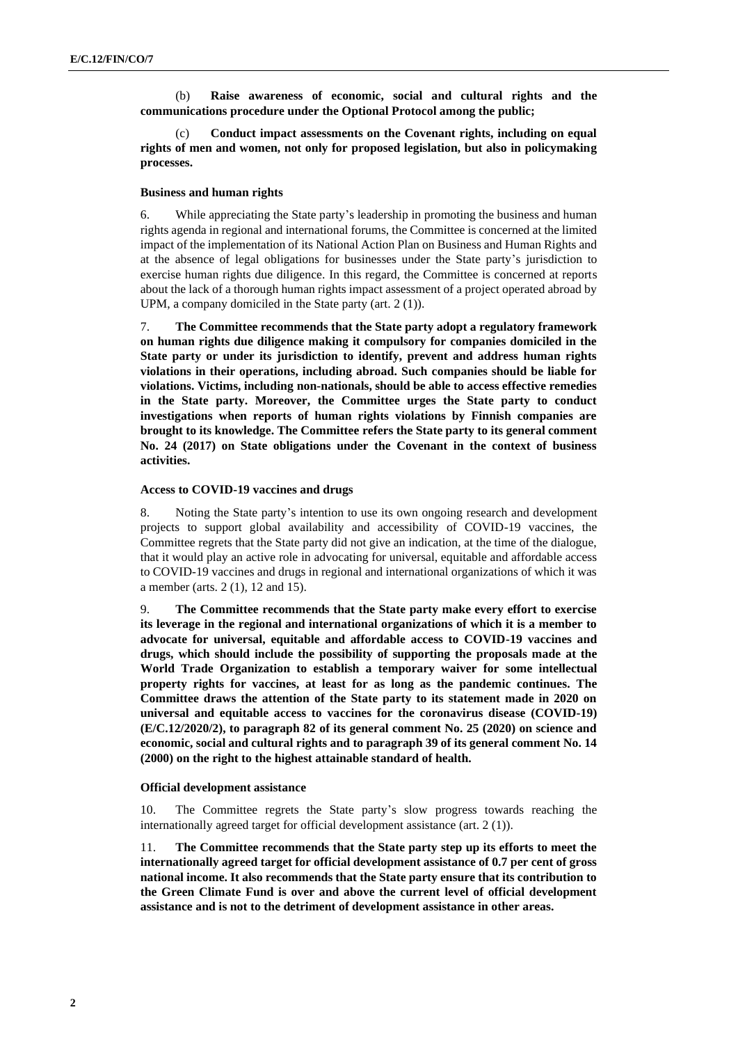(b) **Raise awareness of economic, social and cultural rights and the communications procedure under the Optional Protocol among the public;**

(c) **Conduct impact assessments on the Covenant rights, including on equal rights of men and women, not only for proposed legislation, but also in policymaking processes.**

#### Business and human rights

6. While appreciating the State party's leadership in promoting the business and human rights agenda in regional and international forums, the Committee is concerned at the limited impact of the implementation of its National Action Plan on Business and Human Rights and at the absence of legal obligations for businesses under the State party's jurisdiction to exercise human rights due diligence. In this regard, the Committee is concerned at reports about the lack of a thorough human rights impact assessment of a project operated abroad by UPM, a company domiciled in the State party (art. 2 (1)).

7. **The Committee recommends that the State party adopt a regulatory framework on human rights due diligence making it compulsory for companies domiciled in the State party or under its jurisdiction to identify, prevent and address human rights violations in their operations, including abroad. Such companies should be liable for violations. Victims, including non-nationals, should be able to access effective remedies in the State party. Moreover, the Committee urges the State party to conduct investigations when reports of human rights violations by Finnish companies are brought to its knowledge. The Committee refers the State party to its general comment No. 24 (2017) on State obligations under the Covenant in the context of business activities.**

#### Access to COVID-19 vaccines and drugs

8. Noting the State party's intention to use its own ongoing research and development projects to support global availability and accessibility of COVID-19 vaccines, the Committee regrets that the State party did not give an indication, at the time of the dialogue, that it would play an active role in advocating for universal, equitable and affordable access to COVID-19 vaccines and drugs in regional and international organizations of which it was a member (arts. 2 (1), 12 and 15).

9. **The Committee recommends that the State party make every effort to exercise its leverage in the regional and international organizations of which it is a member to advocate for universal, equitable and affordable access to COVID-19 vaccines and drugs, which should include the possibility of supporting the proposals made at the World Trade Organization to establish a temporary waiver for some intellectual property rights for vaccines, at least for as long as the pandemic continues. The Committee draws the attention of the State party to its statement made in 2020 on universal and equitable access to vaccines for the coronavirus disease (COVID-19) (E/C.12/2020/2), to paragraph 82 of its general comment No. 25 (2020) on science and economic, social and cultural rights and to paragraph 39 of its general comment No. 14 (2000) on the right to the highest attainable standard of health.**

#### Official development assistance

10. The Committee regrets the State party's slow progress towards reaching the internationally agreed target for official development assistance (art. 2 (1)).

11. **The Committee recommends that the State party step up its efforts to meet the internationally agreed target for official development assistance of 0.7 per cent of gross national income. It also recommends that the State party ensure that its contribution to the Green Climate Fund is over and above the current level of official development assistance and is not to the detriment of development assistance in other areas.**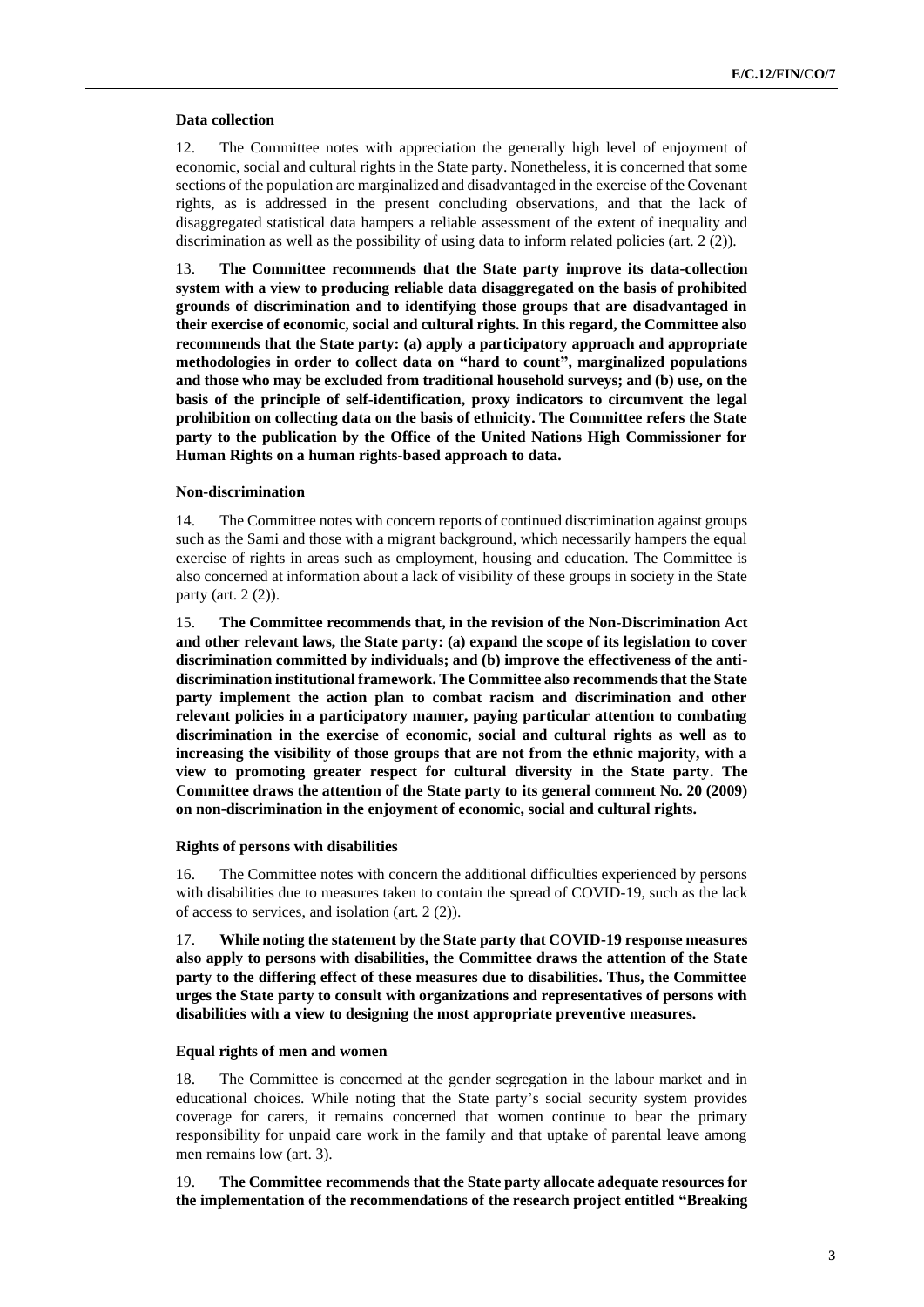### Data collection

12. The Committee notes with appreciation the generally high level of enjoyment of economic, social and cultural rights in the State party. Nonetheless, it is concerned that some sections of the population are marginalized and disadvantaged in the exercise of the Covenant rights, as is addressed in the present concluding observations, and that the lack of disaggregated statistical data hampers a reliable assessment of the extent of inequality and discrimination as well as the possibility of using data to inform related policies (art. 2 (2)).

13. **The Committee recommends that the State party improve its data-collection system with a view to producing reliable data disaggregated on the basis of prohibited grounds of discrimination and to identifying those groups that are disadvantaged in their exercise of economic, social and cultural rights. In this regard, the Committee also recommends that the State party: (a) apply a participatory approach and appropriate methodologies in order to collect data on "hard to count", marginalized populations and those who may be excluded from traditional household surveys; and (b) use, on the basis of the principle of self-identification, proxy indicators to circumvent the legal prohibition on collecting data on the basis of ethnicity. The Committee refers the State party to the publication by the Office of the United Nations High Commissioner for Human Rights on a human rights-based approach to data.**

### Non-discrimination

14. The Committee notes with concern reports of continued discrimination against groups such as the Sami and those with a migrant background, which necessarily hampers the equal exercise of rights in areas such as employment, housing and education. The Committee is also concerned at information about a lack of visibility of these groups in society in the State party (art. 2 (2)).

15. **The Committee recommends that, in the revision of the Non-Discrimination Act and other relevant laws, the State party: (a) expand the scope of its legislation to cover discrimination committed by individuals; and (b) improve the effectiveness of the anti-discrimination institutional framework. The Committee also recommends that the State party implement the action plan to combat racism and discrimination and other relevant policies in a participatory manner, paying particular attention to combating discrimination in the exercise of economic, social and cultural rights as well as to increasing the visibility of those groups that are not from the ethnic majority, with a view to promoting greater respect for cultural diversity in the State party. The Committee draws the attention of the State party to its general comment No. 20 (2009) on non-discrimination in the enjoyment of economic, social and cultural rights.**

### Rights of persons with disabilities

16. The Committee notes with concern the additional difficulties experienced by persons with disabilities due to measures taken to contain the spread of COVID-19, such as the lack of access to services, and isolation (art. 2 (2)).

17. **While noting the statement by the State party that COVID-19 response measures also apply to persons with disabilities, the Committee draws the attention of the State party to the differing effect of these measures due to disabilities. Thus, the Committee urges the State party to consult with organizations and representatives of persons with disabilities with a view to designing the most appropriate preventive measures.**

### Equal rights of men and women

18. The Committee is concerned at the gender segregation in the labour market and in educational choices. While noting that the State party's social security system provides coverage for carers, it remains concerned that women continue to bear the primary responsibility for unpaid care work in the family and that uptake of parental leave among men remains low (art. 3).

19. **The Committee recommends that the State party allocate adequate resources for the implementation of the recommendations of the research project entitled "Breaking**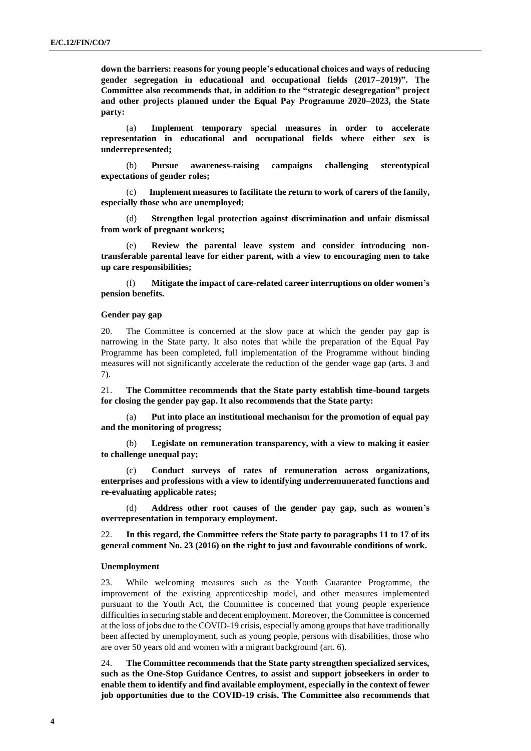**down the barriers: reasons for young people's educational choices and ways of reducing gender segregation in educational and occupational fields (2017–2019)". The Committee also recommends that, in addition to the "strategic desegregation" project and other projects planned under the Equal Pay Programme 2020–2023, the State party:**

(a) **Implement temporary special measures in order to accelerate representation in educational and occupational fields where either sex is underrepresented;**

(b) **Pursue awareness-raising campaigns challenging stereotypical expectations of gender roles;**

(c) **Implement measures to facilitate the return to work of carers of the family, especially those who are unemployed;**

(d) **Strengthen legal protection against discrimination and unfair dismissal from work of pregnant workers;**

(e) **Review the parental leave system and consider introducing non-transferable parental leave for either parent, with a view to encouraging men to take up care responsibilities;**

(f) **Mitigate the impact of care-related career interruptions on older women's pension benefits.**

#### Gender pay gap

20. The Committee is concerned at the slow pace at which the gender pay gap is narrowing in the State party. It also notes that while the preparation of the Equal Pay Programme has been completed, full implementation of the Programme without binding measures will not significantly accelerate the reduction of the gender wage gap (arts. 3 and 7).

21. **The Committee recommends that the State party establish time-bound targets for closing the gender pay gap. It also recommends that the State party:**

(a) **Put into place an institutional mechanism for the promotion of equal pay and the monitoring of progress;**

(b) **Legislate on remuneration transparency, with a view to making it easier to challenge unequal pay;**

(c) **Conduct surveys of rates of remuneration across organizations, enterprises and professions with a view to identifying underremunerated functions and re-evaluating applicable rates;**

(d) **Address other root causes of the gender pay gap, such as women's overrepresentation in temporary employment.**

22. **In this regard, the Committee refers the State party to paragraphs 11 to 17 of its general comment No. 23 (2016) on the right to just and favourable conditions of work.**

#### Unemployment

23. While welcoming measures such as the Youth Guarantee Programme, the improvement of the existing apprenticeship model, and other measures implemented pursuant to the Youth Act, the Committee is concerned that young people experience difficulties in securing stable and decent employment. Moreover, the Committee is concerned at the loss of jobs due to the COVID-19 crisis, especially among groups that have traditionally been affected by unemployment, such as young people, persons with disabilities, those who are over 50 years old and women with a migrant background (art. 6).

24. **The Committee recommends that the State party strengthen specialized services, such as the One-Stop Guidance Centres, to assist and support jobseekers in order to enable them to identify and find available employment, especially in the context of fewer job opportunities due to the COVID-19 crisis. The Committee also recommends that**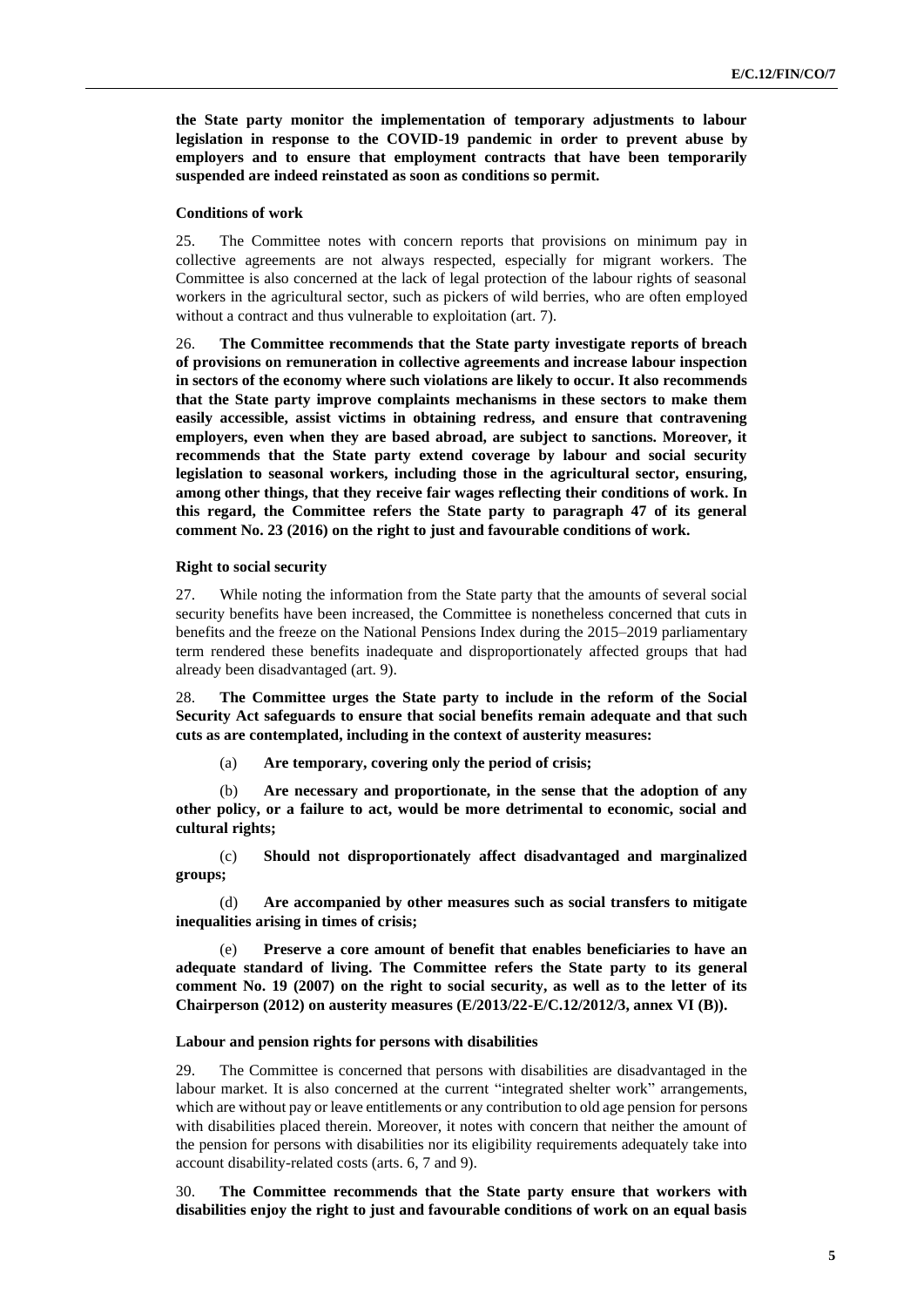**the State party monitor the implementation of temporary adjustments to labour legislation in response to the COVID-19 pandemic in order to prevent abuse by employers and to ensure that employment contracts that have been temporarily suspended are indeed reinstated as soon as conditions so permit.**

### Conditions of work

25. The Committee notes with concern reports that provisions on minimum pay in collective agreements are not always respected, especially for migrant workers. The Committee is also concerned at the lack of legal protection of the labour rights of seasonal workers in the agricultural sector, such as pickers of wild berries, who are often employed without a contract and thus vulnerable to exploitation (art. 7).

26. **The Committee recommends that the State party investigate reports of breach of provisions on remuneration in collective agreements and increase labour inspection in sectors of the economy where such violations are likely to occur. It also recommends that the State party improve complaints mechanisms in these sectors to make them easily accessible, assist victims in obtaining redress, and ensure that contravening employers, even when they are based abroad, are subject to sanctions. Moreover, it recommends that the State party extend coverage by labour and social security legislation to seasonal workers, including those in the agricultural sector, ensuring, among other things, that they receive fair wages reflecting their conditions of work. In this regard, the Committee refers the State party to paragraph 47 of its general comment No. 23 (2016) on the right to just and favourable conditions of work.**

### Right to social security

27. While noting the information from the State party that the amounts of several social security benefits have been increased, the Committee is nonetheless concerned that cuts in benefits and the freeze on the National Pensions Index during the 2015–2019 parliamentary term rendered these benefits inadequate and disproportionately affected groups that had already been disadvantaged (art. 9).

28. **The Committee urges the State party to include in the reform of the Social Security Act safeguards to ensure that social benefits remain adequate and that such cuts as are contemplated, including in the context of austerity measures:**

(a) **Are temporary, covering only the period of crisis;**

(b) **Are necessary and proportionate, in the sense that the adoption of any other policy, or a failure to act, would be more detrimental to economic, social and cultural rights;**

(c) **Should not disproportionately affect disadvantaged and marginalized groups;**

(d) **Are accompanied by other measures such as social transfers to mitigate inequalities arising in times of crisis;**

(e) **Preserve a core amount of benefit that enables beneficiaries to have an adequate standard of living. The Committee refers the State party to its general comment No. 19 (2007) on the right to social security, as well as to the letter of its Chairperson (2012) on austerity measures (E/2013/22-E/C.12/2012/3, annex VI (B)).**

### Labour and pension rights for persons with disabilities

29. The Committee is concerned that persons with disabilities are disadvantaged in the labour market. It is also concerned at the current "integrated shelter work" arrangements, which are without pay or leave entitlements or any contribution to old age pension for persons with disabilities placed therein. Moreover, it notes with concern that neither the amount of the pension for persons with disabilities nor its eligibility requirements adequately take into account disability-related costs (arts. 6, 7 and 9).

30. **The Committee recommends that the State party ensure that workers with disabilities enjoy the right to just and favourable conditions of work on an equal basis**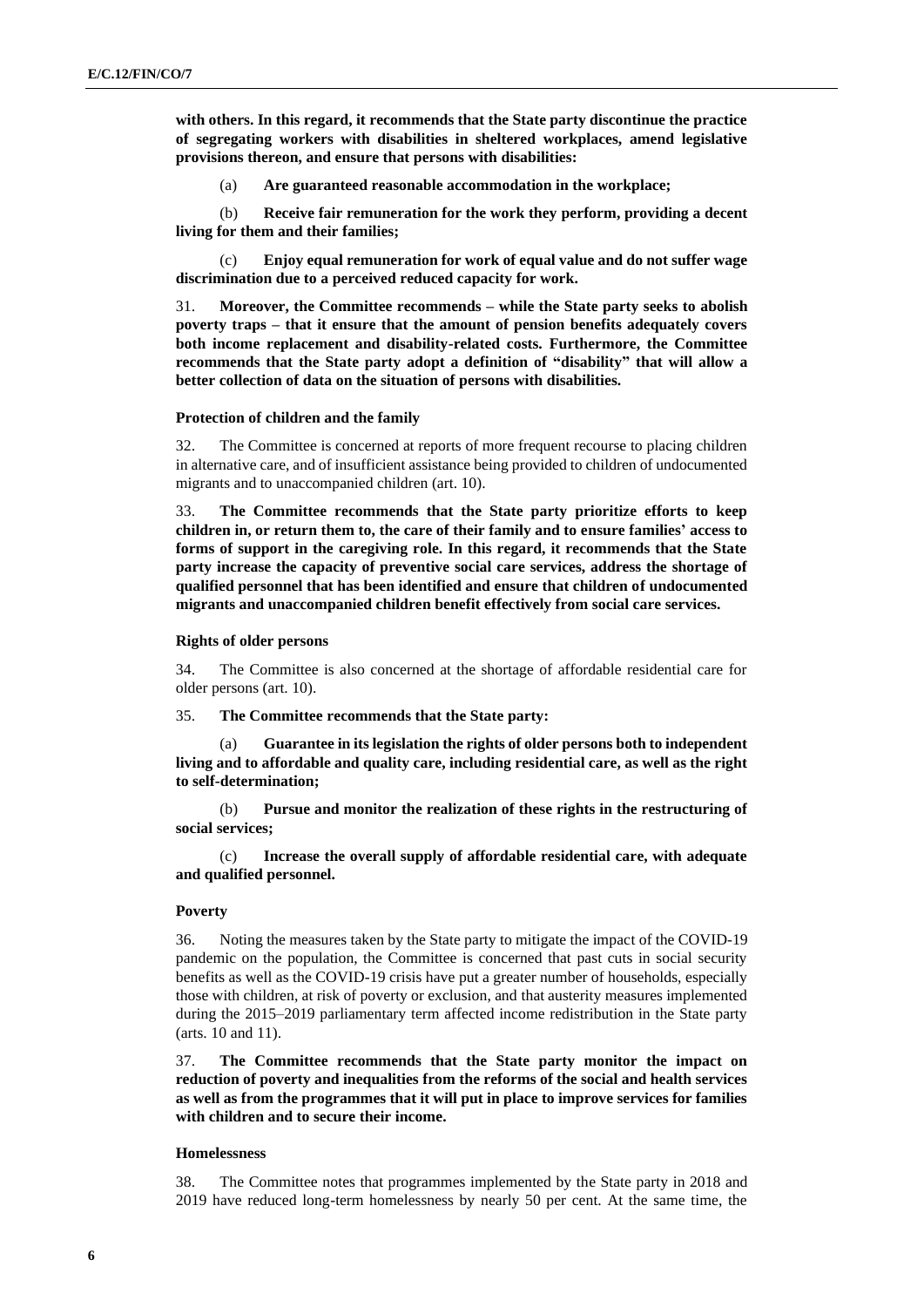**with others. In this regard, it recommends that the State party discontinue the practice of segregating workers with disabilities in sheltered workplaces, amend legislative provisions thereon, and ensure that persons with disabilities:**

(a) **Are guaranteed reasonable accommodation in the workplace;**

(b) **Receive fair remuneration for the work they perform, providing a decent living for them and their families;**

(c) **Enjoy equal remuneration for work of equal value and do not suffer wage discrimination due to a perceived reduced capacity for work.**

31. **Moreover, the Committee recommends – while the State party seeks to abolish poverty traps – that it ensure that the amount of pension benefits adequately covers both income replacement and disability-related costs. Furthermore, the Committee recommends that the State party adopt a definition of "disability" that will allow a better collection of data on the situation of persons with disabilities.**

### Protection of children and the family

32. The Committee is concerned at reports of more frequent recourse to placing children in alternative care, and of insufficient assistance being provided to children of undocumented migrants and to unaccompanied children (art. 10).

33. **The Committee recommends that the State party prioritize efforts to keep children in, or return them to, the care of their family and to ensure families' access to forms of support in the caregiving role. In this regard, it recommends that the State party increase the capacity of preventive social care services, address the shortage of qualified personnel that has been identified and ensure that children of undocumented migrants and unaccompanied children benefit effectively from social care services.**

### Rights of older persons

34. The Committee is also concerned at the shortage of affordable residential care for older persons (art. 10).

35. **The Committee recommends that the State party:**

(a) **Guarantee in its legislation the rights of older persons both to independent living and to affordable and quality care, including residential care, as well as the right to self-determination;**

(b) **Pursue and monitor the realization of these rights in the restructuring of social services;**

(c) **Increase the overall supply of affordable residential care, with adequate and qualified personnel.**

### Poverty

36. Noting the measures taken by the State party to mitigate the impact of the COVID-19 pandemic on the population, the Committee is concerned that past cuts in social security benefits as well as the COVID-19 crisis have put a greater number of households, especially those with children, at risk of poverty or exclusion, and that austerity measures implemented during the 2015–2019 parliamentary term affected income redistribution in the State party (arts. 10 and 11).

37. **The Committee recommends that the State party monitor the impact on reduction of poverty and inequalities from the reforms of the social and health services as well as from the programmes that it will put in place to improve services for families with children and to secure their income.**

### Homelessness

38. The Committee notes that programmes implemented by the State party in 2018 and 2019 have reduced long-term homelessness by nearly 50 per cent. At the same time, the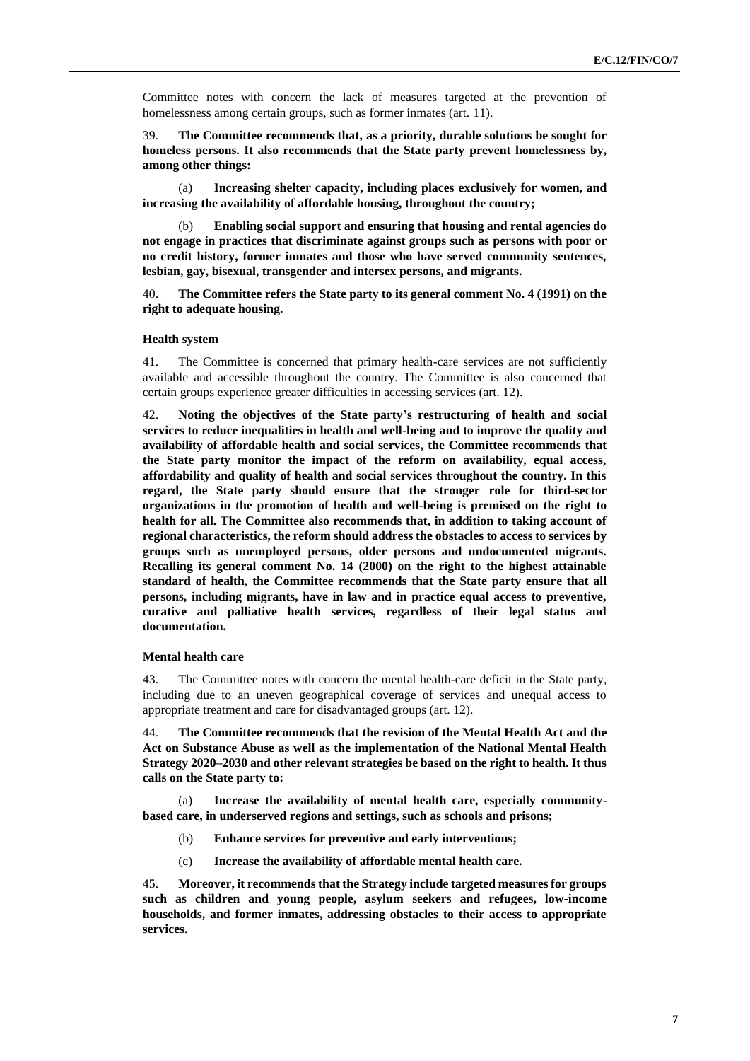Committee notes with concern the lack of measures targeted at the prevention of homelessness among certain groups, such as former inmates (art. 11).

39. **The Committee recommends that, as a priority, durable solutions be sought for homeless persons. It also recommends that the State party prevent homelessness by, among other things:**

(a) **Increasing shelter capacity, including places exclusively for women, and increasing the availability of affordable housing, throughout the country;**

(b) **Enabling social support and ensuring that housing and rental agencies do not engage in practices that discriminate against groups such as persons with poor or no credit history, former inmates and those who have served community sentences, lesbian, gay, bisexual, transgender and intersex persons, and migrants.**

40. **The Committee refers the State party to its general comment No. 4 (1991) on the right to adequate housing.**

### Health system

41. The Committee is concerned that primary health-care services are not sufficiently available and accessible throughout the country. The Committee is also concerned that certain groups experience greater difficulties in accessing services (art. 12).

42. **Noting the objectives of the State party's restructuring of health and social services to reduce inequalities in health and well-being and to improve the quality and availability of affordable health and social services, the Committee recommends that the State party monitor the impact of the reform on availability, equal access, affordability and quality of health and social services throughout the country. In this regard, the State party should ensure that the stronger role for third-sector organizations in the promotion of health and well-being is premised on the right to health for all. The Committee also recommends that, in addition to taking account of regional characteristics, the reform should address the obstacles to access to services by groups such as unemployed persons, older persons and undocumented migrants. Recalling its general comment No. 14 (2000) on the right to the highest attainable standard of health, the Committee recommends that the State party ensure that all persons, including migrants, have in law and in practice equal access to preventive, curative and palliative health services, regardless of their legal status and documentation.**

### Mental health care

43. The Committee notes with concern the mental health-care deficit in the State party, including due to an uneven geographical coverage of services and unequal access to appropriate treatment and care for disadvantaged groups (art. 12).

44. **The Committee recommends that the revision of the Mental Health Act and the Act on Substance Abuse as well as the implementation of the National Mental Health Strategy 2020–2030 and other relevant strategies be based on the right to health. It thus calls on the State party to:**

(a) **Increase the availability of mental health care, especially community-based care, in underserved regions and settings, such as schools and prisons;**

(b) **Enhance services for preventive and early interventions;**

(c) **Increase the availability of affordable mental health care.**

45. **Moreover, it recommends that the Strategy include targeted measures for groups such as children and young people, asylum seekers and refugees, low-income households, and former inmates, addressing obstacles to their access to appropriate services.**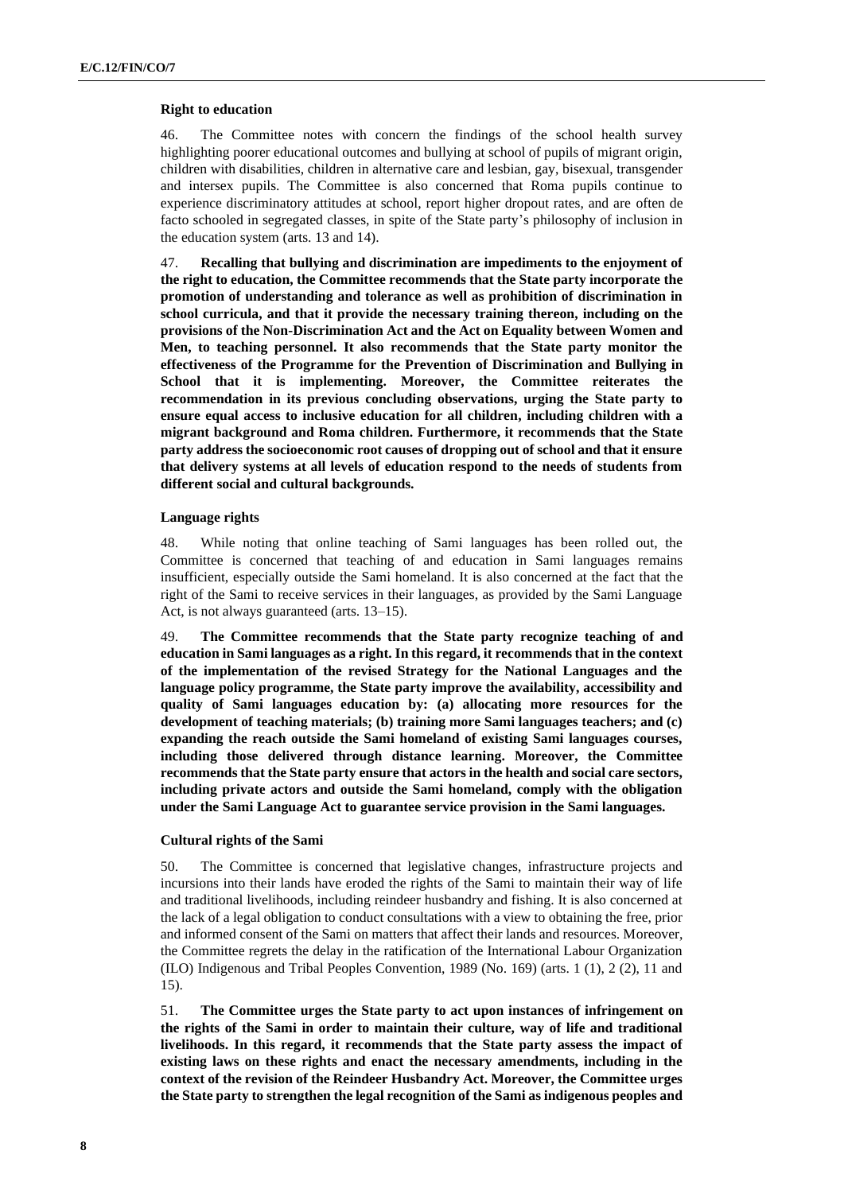**Right to education**

46. The Committee notes with concern the findings of the school health survey highlighting poorer educational outcomes and bullying at school of pupils of migrant origin, children with disabilities, children in alternative care and lesbian, gay, bisexual, transgender and intersex pupils. The Committee is also concerned that Roma pupils continue to experience discriminatory attitudes at school, report higher dropout rates, and are often de facto schooled in segregated classes, in spite of the State party's philosophy of inclusion in the education system (arts. 13 and 14).

47. **Recalling that bullying and discrimination are impediments to the enjoyment of the right to education, the Committee recommends that the State party incorporate the promotion of understanding and tolerance as well as prohibition of discrimination in school curricula, and that it provide the necessary training thereon, including on the provisions of the Non-Discrimination Act and the Act on Equality between Women and Men, to teaching personnel. It also recommends that the State party monitor the effectiveness of the Programme for the Prevention of Discrimination and Bullying in School that it is implementing. Moreover, the Committee reiterates the recommendation in its previous concluding observations, urging the State party to ensure equal access to inclusive education for all children, including children with a migrant background and Roma children. Furthermore, it recommends that the State party address the socioeconomic root causes of dropping out of school and that it ensure that delivery systems at all levels of education respond to the needs of students from different social and cultural backgrounds.**

**Language rights**

48. While noting that online teaching of Sami languages has been rolled out, the Committee is concerned that teaching of and education in Sami languages remains insufficient, especially outside the Sami homeland. It is also concerned at the fact that the right of the Sami to receive services in their languages, as provided by the Sami Language Act, is not always guaranteed (arts. 13–15).

49. **The Committee recommends that the State party recognize teaching of and education in Sami languages as a right. In this regard, it recommends that in the context of the implementation of the revised Strategy for the National Languages and the language policy programme, the State party improve the availability, accessibility and quality of Sami languages education by: (a) allocating more resources for the development of teaching materials; (b) training more Sami languages teachers; and (c) expanding the reach outside the Sami homeland of existing Sami languages courses, including those delivered through distance learning. Moreover, the Committee recommends that the State party ensure that actors in the health and social care sectors, including private actors and outside the Sami homeland, comply with the obligation under the Sami Language Act to guarantee service provision in the Sami languages.**

**Cultural rights of the Sami**

50. The Committee is concerned that legislative changes, infrastructure projects and incursions into their lands have eroded the rights of the Sami to maintain their way of life and traditional livelihoods, including reindeer husbandry and fishing. It is also concerned at the lack of a legal obligation to conduct consultations with a view to obtaining the free, prior and informed consent of the Sami on matters that affect their lands and resources. Moreover, the Committee regrets the delay in the ratification of the International Labour Organization (ILO) Indigenous and Tribal Peoples Convention, 1989 (No. 169) (arts. 1 (1), 2 (2), 11 and 15).

51. **The Committee urges the State party to act upon instances of infringement on the rights of the Sami in order to maintain their culture, way of life and traditional livelihoods. In this regard, it recommends that the State party assess the impact of existing laws on these rights and enact the necessary amendments, including in the context of the revision of the Reindeer Husbandry Act. Moreover, the Committee urges the State party to strengthen the legal recognition of the Sami as indigenous peoples and**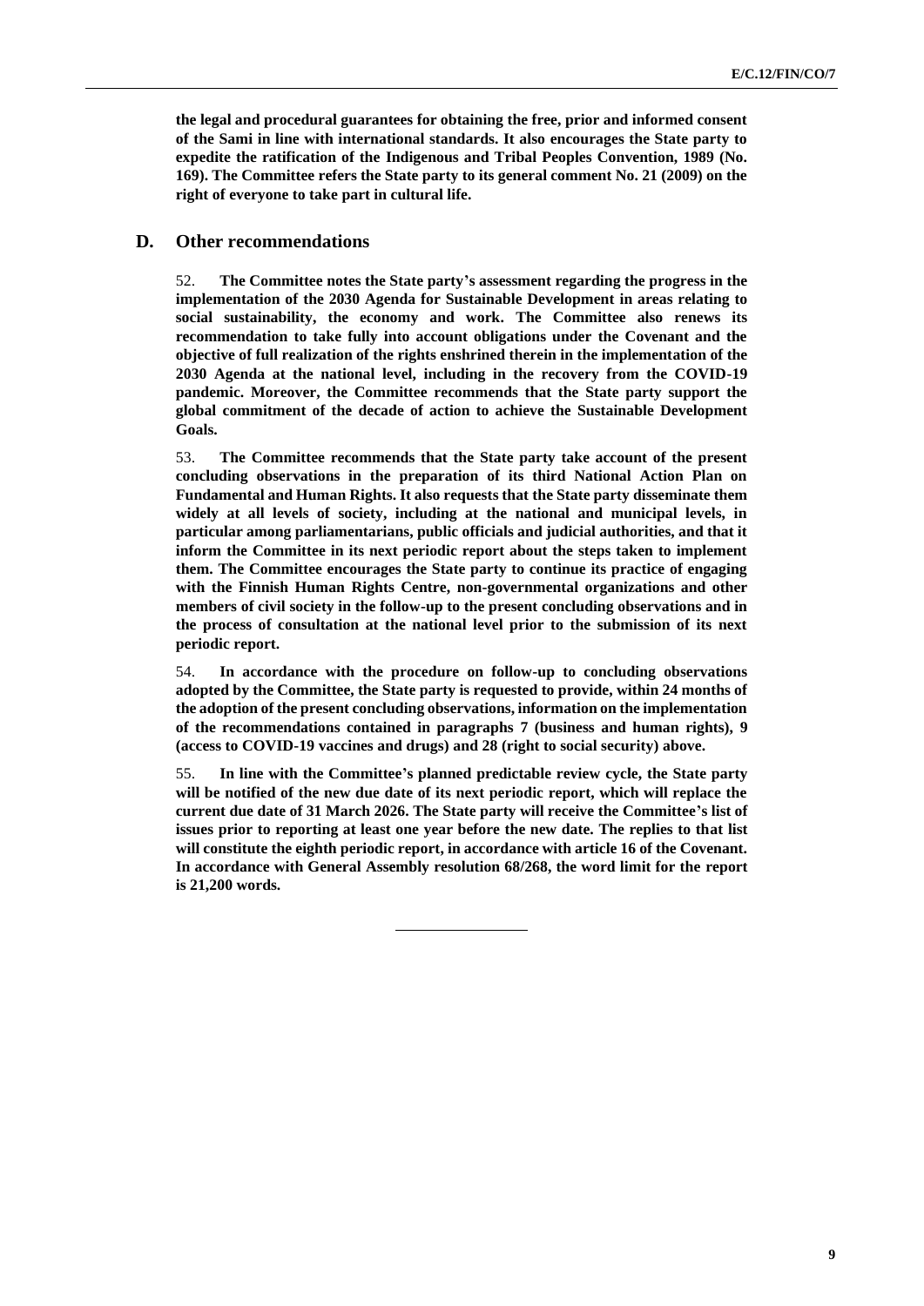**the legal and procedural guarantees for obtaining the free, prior and informed consent of the Sami in line with international standards. It also encourages the State party to expedite the ratification of the Indigenous and Tribal Peoples Convention, 1989 (No. 169). The Committee refers the State party to its general comment No. 21 (2009) on the right of everyone to take part in cultural life.**

## D. Other recommendations

52. **The Committee notes the State party's assessment regarding the progress in the implementation of the 2030 Agenda for Sustainable Development in areas relating to social sustainability, the economy and work. The Committee also renews its recommendation to take fully into account obligations under the Covenant and the objective of full realization of the rights enshrined therein in the implementation of the 2030 Agenda at the national level, including in the recovery from the COVID-19 pandemic. Moreover, the Committee recommends that the State party support the global commitment of the decade of action to achieve the Sustainable Development Goals.**

53. **The Committee recommends that the State party take account of the present concluding observations in the preparation of its third National Action Plan on Fundamental and Human Rights. It also requests that the State party disseminate them widely at all levels of society, including at the national and municipal levels, in particular among parliamentarians, public officials and judicial authorities, and that it inform the Committee in its next periodic report about the steps taken to implement them. The Committee encourages the State party to continue its practice of engaging with the Finnish Human Rights Centre, non-governmental organizations and other members of civil society in the follow-up to the present concluding observations and in the process of consultation at the national level prior to the submission of its next periodic report.**

54. **In accordance with the procedure on follow-up to concluding observations adopted by the Committee, the State party is requested to provide, within 24 months of the adoption of the present concluding observations, information on the implementation of the recommendations contained in paragraphs 7 (business and human rights), 9 (access to COVID-19 vaccines and drugs) and 28 (right to social security) above.**

55. **In line with the Committee's planned predictable review cycle, the State party will be notified of the new due date of its next periodic report, which will replace the current due date of 31 March 2026. The State party will receive the Committee's list of issues prior to reporting at least one year before the new date. The replies to that list will constitute the eighth periodic report, in accordance with article 16 of the Covenant. In accordance with General Assembly resolution 68/268, the word limit for the report is 21,200 words.**